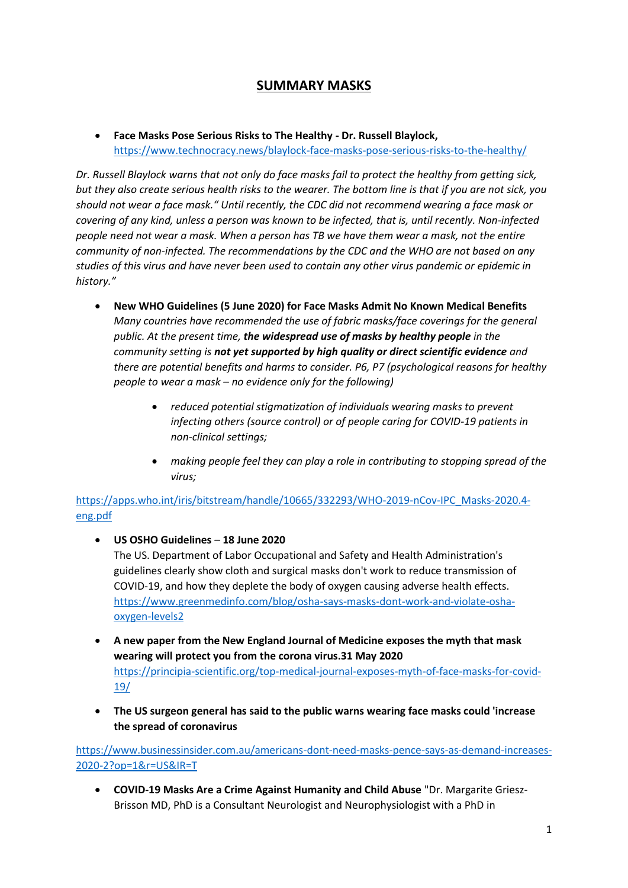# SUMMARY MASKS

- **Face Masks Pose Serious Risks to The Healthy - Dr. Russell Blaylock,** https://www.technocracy.news/blaylock-face-masks-pose-serious-risks-to-the-healthy/

*Dr. Russell Blaylock warns that not only do face masks fail to protect the healthy from getting sick, but they also create serious health risks to the wearer. The bottom line is that if you are not sick, you should not wear a face mask." Until recently, the CDC did not recommend wearing a face mask or covering of any kind, unless a person was known to be infected, that is, until recently. Non-infected people need not wear a mask. When a person has TB we have them wear a mask, not the entire community of non-infected. The recommendations by the CDC and the WHO are not based on any studies of this virus and have never been used to contain any other virus pandemic or epidemic in history."*

- **New WHO Guidelines (5 June 2020) for Face Masks Admit No Known Medical Benefits**
  *Many countries have recommended the use of fabric masks/face coverings for the general public. At the present time, **the widespread use of masks by healthy people** in the community setting is **not yet supported by high quality or direct scientific evidence** and there are potential benefits and harms to consider. P6, P7 (psychological reasons for healthy people to wear a mask – no evidence only for the following)*

    - *reduced potential stigmatization of individuals wearing masks to prevent infecting others (source control) or of people caring for COVID-19 patients in non-clinical settings;*

    - *making people feel they can play a role in contributing to stopping spread of the virus;*

https://apps.who.int/iris/bitstream/handle/10665/332293/WHO-2019-nCov-IPC_Masks-2020.4-eng.pdf

- **US OSHO Guidelines** – **18 June 2020**
  The US. Department of Labor Occupational and Safety and Health Administration's guidelines clearly show cloth and surgical masks don't work to reduce transmission of COVID-19, and how they deplete the body of oxygen causing adverse health effects. https://www.greenmedinfo.com/blog/osha-says-masks-dont-work-and-violate-osha-oxygen-levels2

- **A new paper from the New England Journal of Medicine exposes the myth that mask wearing will protect you from the corona virus.31 May 2020**
  https://principia-scientific.org/top-medical-journal-exposes-myth-of-face-masks-for-covid-19/

- **The US surgeon general has said to the public warns wearing face masks could 'increase the spread of coronavirus**

https://www.businessinsider.com.au/americans-dont-need-masks-pence-says-as-demand-increases-2020-2?op=1&r=US&IR=T

- **COVID-19 Masks Are a Crime Against Humanity and Child Abuse** "Dr. Margarite Griesz-Brisson MD, PhD is a Consultant Neurologist and Neurophysiologist with a PhD in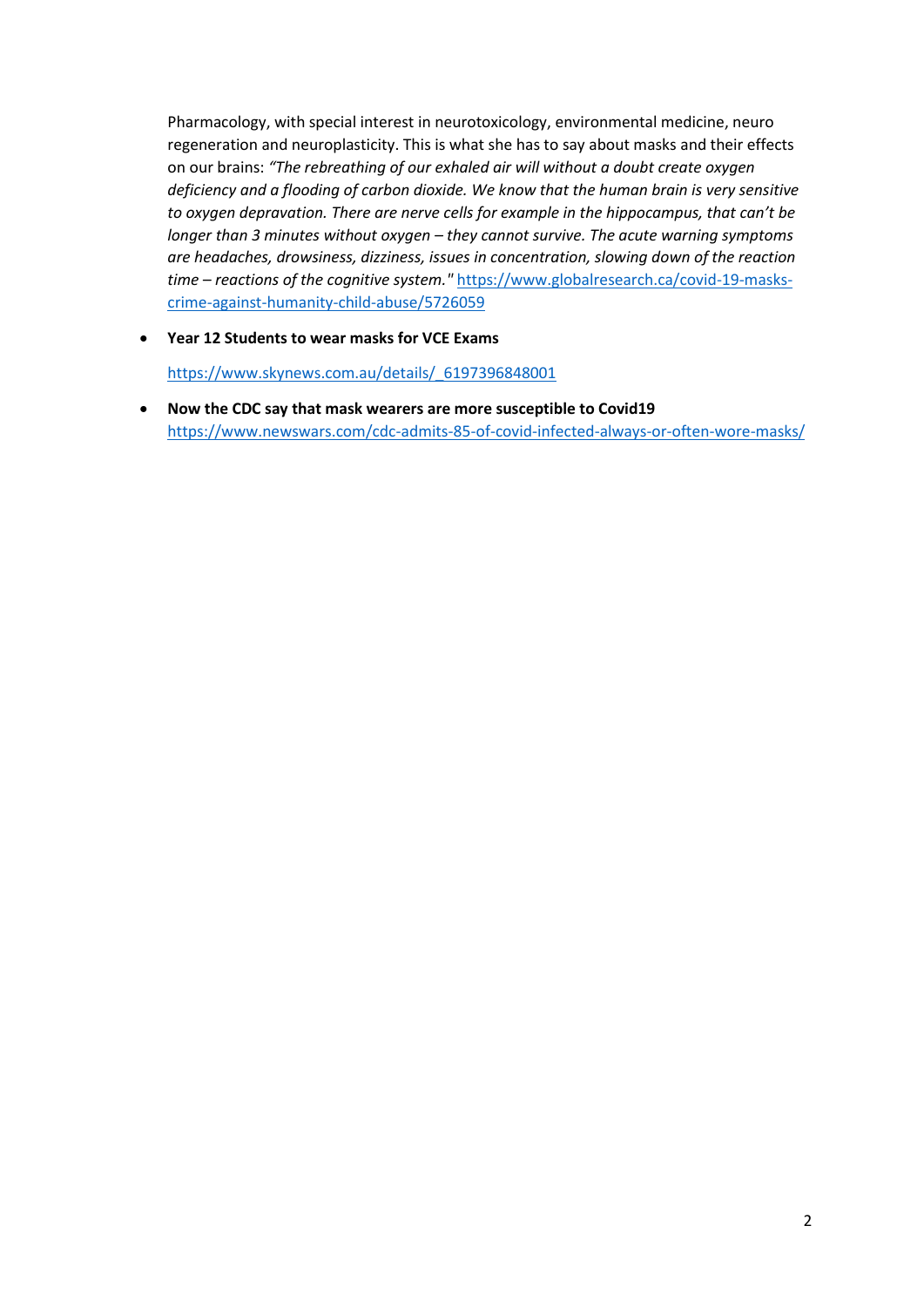Pharmacology, with special interest in neurotoxicology, environmental medicine, neuro regeneration and neuroplasticity. This is what she has to say about masks and their effects on our brains: *"The rebreathing of our exhaled air will without a doubt create oxygen deficiency and a flooding of carbon dioxide. We know that the human brain is very sensitive to oxygen depravation. There are nerve cells for example in the hippocampus, that can't be longer than 3 minutes without oxygen – they cannot survive. The acute warning symptoms are headaches, drowsiness, dizziness, issues in concentration, slowing down of the reaction time – reactions of the cognitive system."* https://www.globalresearch.ca/covid-19-masks-crime-against-humanity-child-abuse/5726059

- **Year 12 Students to wear masks for VCE Exams**

  https://www.skynews.com.au/details/_6197396848001

- **Now the CDC say that mask wearers are more susceptible to Covid19**
  https://www.newswars.com/cdc-admits-85-of-covid-infected-always-or-often-wore-masks/